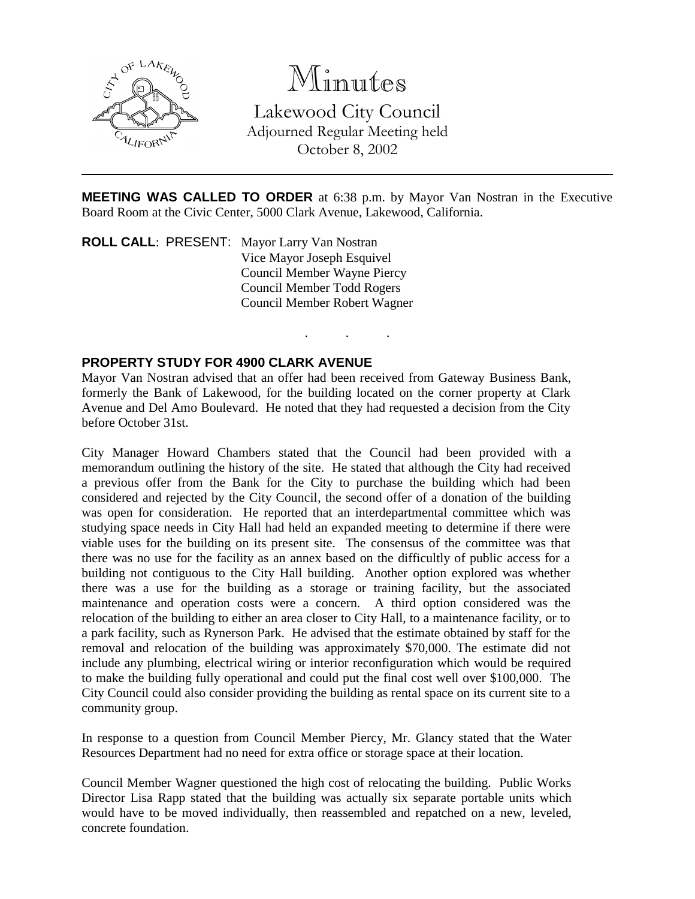# Minutes

Lakewood City Council
Adjourned Regular Meeting held
October 8, 2002

---

**MEETING WAS CALLED TO ORDER** at 6:38 p.m. by Mayor Van Nostran in the Executive Board Room at the Civic Center, 5000 Clark Avenue, Lakewood, California.

**ROLL CALL**: PRESENT: Mayor Larry Van Nostran
Vice Mayor Joseph Esquivel
Council Member Wayne Piercy
Council Member Todd Rogers
Council Member Robert Wagner

. . .

**PROPERTY STUDY FOR 4900 CLARK AVENUE**

Mayor Van Nostran advised that an offer had been received from Gateway Business Bank, formerly the Bank of Lakewood, for the building located on the corner property at Clark Avenue and Del Amo Boulevard. He noted that they had requested a decision from the City before October 31st.

City Manager Howard Chambers stated that the Council had been provided with a memorandum outlining the history of the site. He stated that although the City had received a previous offer from the Bank for the City to purchase the building which had been considered and rejected by the City Council, the second offer of a donation of the building was open for consideration. He reported that an interdepartmental committee which was studying space needs in City Hall had held an expanded meeting to determine if there were viable uses for the building on its present site. The consensus of the committee was that there was no use for the facility as an annex based on the difficultly of public access for a building not contiguous to the City Hall building. Another option explored was whether there was a use for the building as a storage or training facility, but the associated maintenance and operation costs were a concern. A third option considered was the relocation of the building to either an area closer to City Hall, to a maintenance facility, or to a park facility, such as Rynerson Park. He advised that the estimate obtained by staff for the removal and relocation of the building was approximately $70,000. The estimate did not include any plumbing, electrical wiring or interior reconfiguration which would be required to make the building fully operational and could put the final cost well over $100,000. The City Council could also consider providing the building as rental space on its current site to a community group.

In response to a question from Council Member Piercy, Mr. Glancy stated that the Water Resources Department had no need for extra office or storage space at their location.

Council Member Wagner questioned the high cost of relocating the building. Public Works Director Lisa Rapp stated that the building was actually six separate portable units which would have to be moved individually, then reassembled and repatched on a new, leveled, concrete foundation.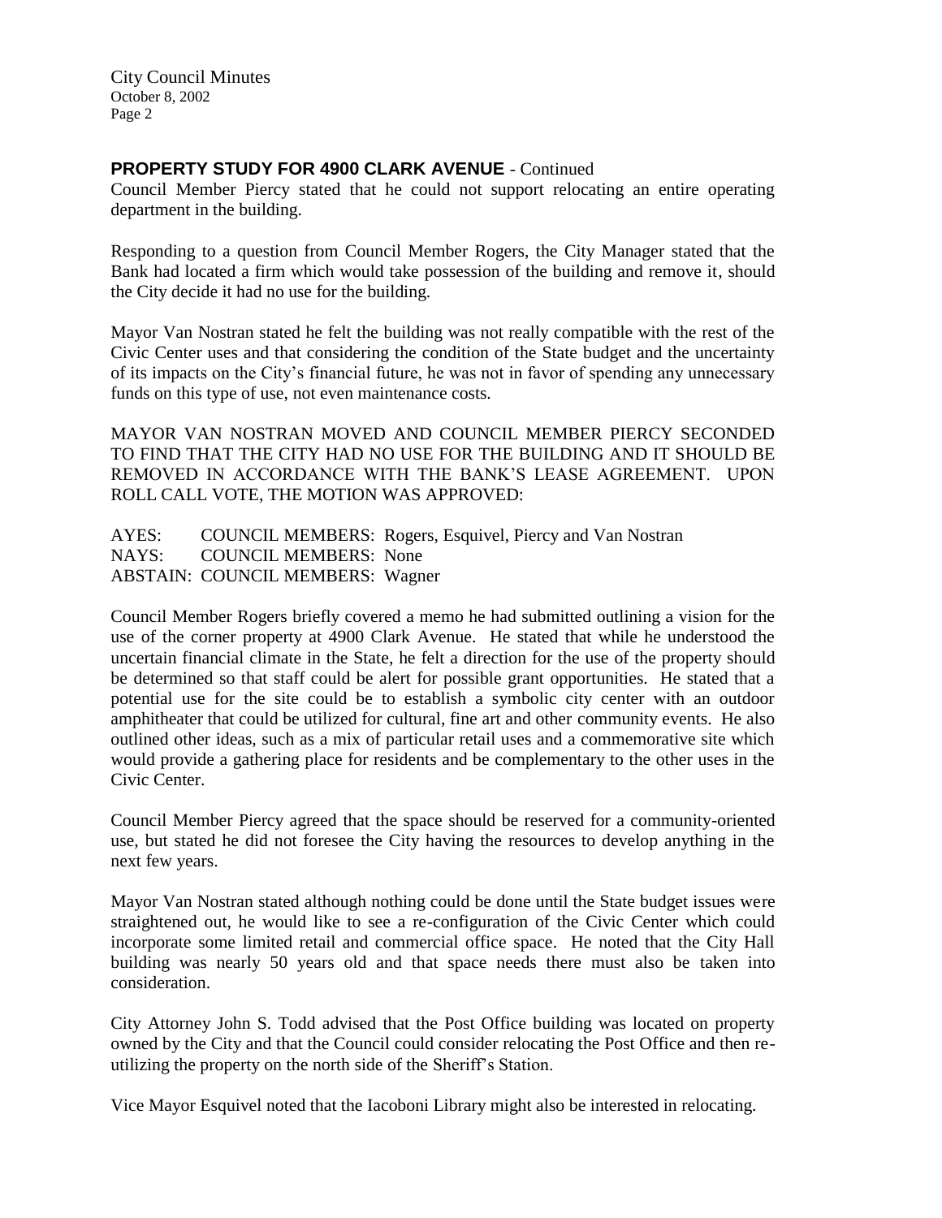## PROPERTY STUDY FOR 4900 CLARK AVENUE - Continued

Council Member Piercy stated that he could not support relocating an entire operating department in the building.

Responding to a question from Council Member Rogers, the City Manager stated that the Bank had located a firm which would take possession of the building and remove it, should the City decide it had no use for the building.

Mayor Van Nostran stated he felt the building was not really compatible with the rest of the Civic Center uses and that considering the condition of the State budget and the uncertainty of its impacts on the City's financial future, he was not in favor of spending any unnecessary funds on this type of use, not even maintenance costs.

MAYOR VAN NOSTRAN MOVED AND COUNCIL MEMBER PIERCY SECONDED TO FIND THAT THE CITY HAD NO USE FOR THE BUILDING AND IT SHOULD BE REMOVED IN ACCORDANCE WITH THE BANK'S LEASE AGREEMENT. UPON ROLL CALL VOTE, THE MOTION WAS APPROVED:

AYES: COUNCIL MEMBERS: Rogers, Esquivel, Piercy and Van Nostran
NAYS: COUNCIL MEMBERS: None
ABSTAIN: COUNCIL MEMBERS: Wagner

Council Member Rogers briefly covered a memo he had submitted outlining a vision for the use of the corner property at 4900 Clark Avenue. He stated that while he understood the uncertain financial climate in the State, he felt a direction for the use of the property should be determined so that staff could be alert for possible grant opportunities. He stated that a potential use for the site could be to establish a symbolic city center with an outdoor amphitheater that could be utilized for cultural, fine art and other community events. He also outlined other ideas, such as a mix of particular retail uses and a commemorative site which would provide a gathering place for residents and be complementary to the other uses in the Civic Center.

Council Member Piercy agreed that the space should be reserved for a community-oriented use, but stated he did not foresee the City having the resources to develop anything in the next few years.

Mayor Van Nostran stated although nothing could be done until the State budget issues were straightened out, he would like to see a re-configuration of the Civic Center which could incorporate some limited retail and commercial office space. He noted that the City Hall building was nearly 50 years old and that space needs there must also be taken into consideration.

City Attorney John S. Todd advised that the Post Office building was located on property owned by the City and that the Council could consider relocating the Post Office and then re-utilizing the property on the north side of the Sheriff's Station.

Vice Mayor Esquivel noted that the Iacoboni Library might also be interested in relocating.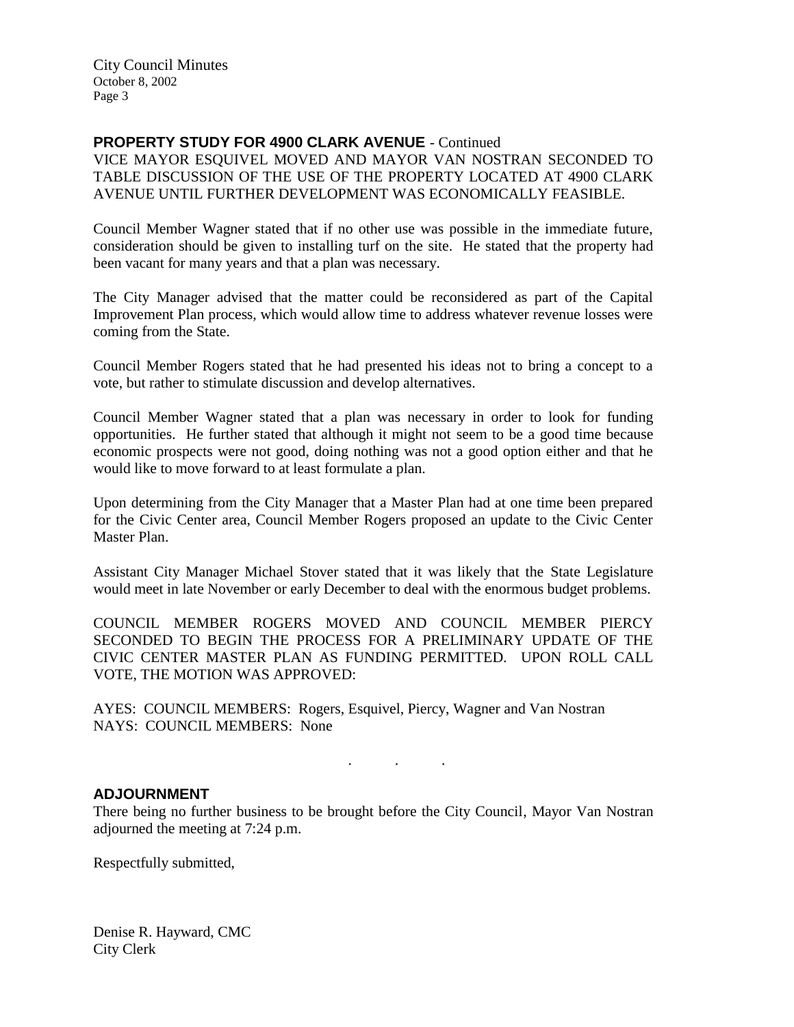**PROPERTY STUDY FOR 4900 CLARK AVENUE** - Continued

VICE MAYOR ESQUIVEL MOVED AND MAYOR VAN NOSTRAN SECONDED TO TABLE DISCUSSION OF THE USE OF THE PROPERTY LOCATED AT 4900 CLARK AVENUE UNTIL FURTHER DEVELOPMENT WAS ECONOMICALLY FEASIBLE.

Council Member Wagner stated that if no other use was possible in the immediate future, consideration should be given to installing turf on the site. He stated that the property had been vacant for many years and that a plan was necessary.

The City Manager advised that the matter could be reconsidered as part of the Capital Improvement Plan process, which would allow time to address whatever revenue losses were coming from the State.

Council Member Rogers stated that he had presented his ideas not to bring a concept to a vote, but rather to stimulate discussion and develop alternatives.

Council Member Wagner stated that a plan was necessary in order to look for funding opportunities. He further stated that although it might not seem to be a good time because economic prospects were not good, doing nothing was not a good option either and that he would like to move forward to at least formulate a plan.

Upon determining from the City Manager that a Master Plan had at one time been prepared for the Civic Center area, Council Member Rogers proposed an update to the Civic Center Master Plan.

Assistant City Manager Michael Stover stated that it was likely that the State Legislature would meet in late November or early December to deal with the enormous budget problems.

COUNCIL MEMBER ROGERS MOVED AND COUNCIL MEMBER PIERCY SECONDED TO BEGIN THE PROCESS FOR A PRELIMINARY UPDATE OF THE CIVIC CENTER MASTER PLAN AS FUNDING PERMITTED. UPON ROLL CALL VOTE, THE MOTION WAS APPROVED:

AYES: COUNCIL MEMBERS: Rogers, Esquivel, Piercy, Wagner and Van Nostran
NAYS: COUNCIL MEMBERS: None

. . .

**ADJOURNMENT**

There being no further business to be brought before the City Council, Mayor Van Nostran adjourned the meeting at 7:24 p.m.

Respectfully submitted,

Denise R. Hayward, CMC
City Clerk